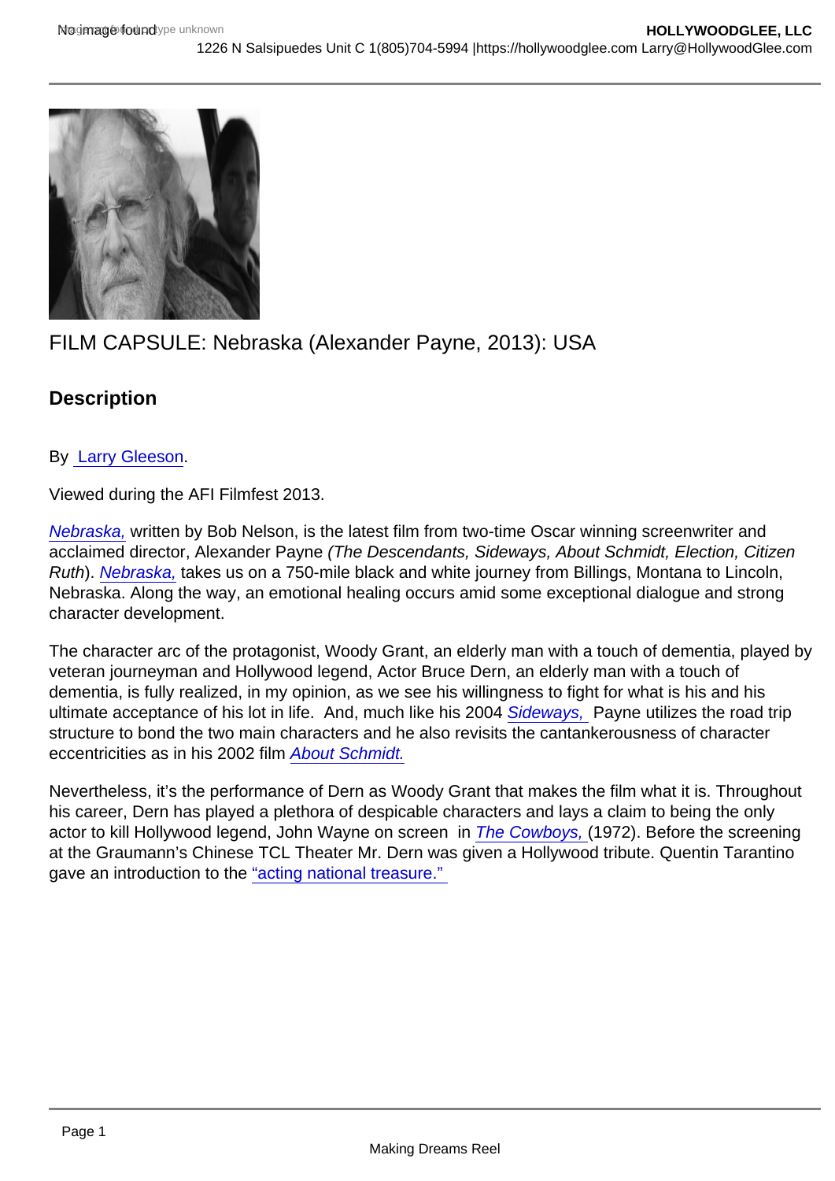# FILM CAPSULE: Nebraska (Alexander Payne, 2013): USA

## Description

By Larry Gleeson.

Viewed during the AFI Filmfest 2013.

*Nebraska,* written by Bob Nelson, is the latest film from two-time Oscar winning screenwriter and acclaimed director, Alexander Payne *(The Descendants, Sideways, About Schmidt, Election, Citizen Ruth*). *Nebraska,* takes us on a 750-mile black and white journey from Billings, Montana to Lincoln, Nebraska. Along the way, an emotional healing occurs amid some exceptional dialogue and strong character development.

The character arc of the protagonist, Woody Grant, an elderly man with a touch of dementia, played by veteran journeyman and Hollywood legend, Actor Bruce Dern, an elderly man with a touch of dementia, is fully realized, in my opinion, as we see his willingness to fight for what is his and his ultimate acceptance of his lot in life. And, much like his 2004 *Sideways,* Payne utilizes the road trip structure to bond the two main characters and he also revisits the cantankerousness of character eccentricities as in his 2002 film *About Schmidt.*

Nevertheless, it's the performance of Dern as Woody Grant that makes the film what it is. Throughout his career, Dern has played a plethora of despicable characters and lays a claim to being the only actor to kill Hollywood legend, John Wayne on screen in *The Cowboys,* (1972). Before the screening at the Graumann's Chinese TCL Theater Mr. Dern was given a Hollywood tribute. Quentin Tarantino gave an introduction to the "acting national treasure."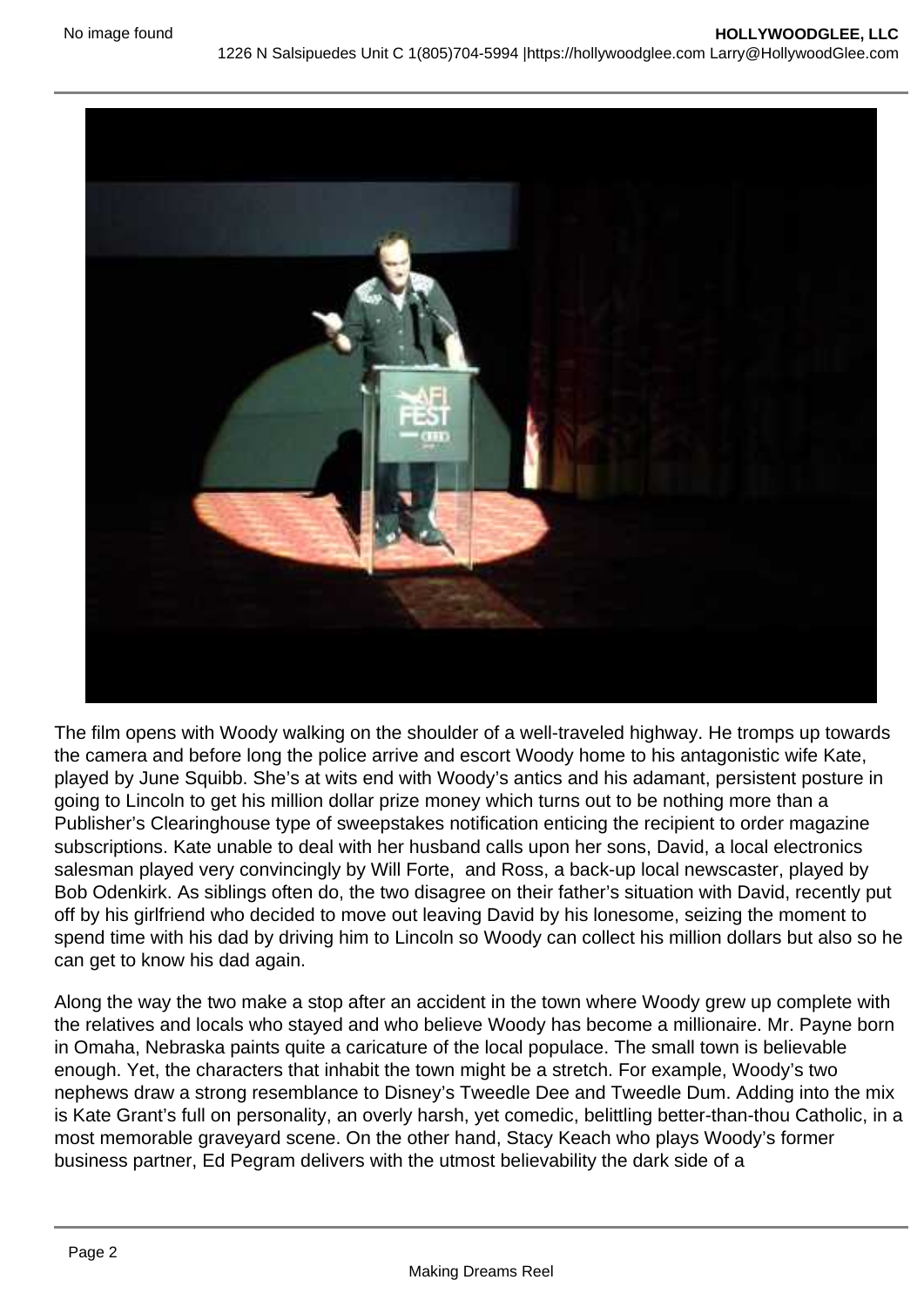The film opens with Woody walking on the shoulder of a well-traveled highway. He tromps up towards the camera and before long the police arrive and escort Woody home to his antagonistic wife Kate, played by June Squibb. She's at wits end with Woody's antics and his adamant, persistent posture in going to Lincoln to get his million dollar prize money which turns out to be nothing more than a Publisher's Clearinghouse type of sweepstakes notification enticing the recipient to order magazine subscriptions. Kate unable to deal with her husband calls upon her sons, David, a local electronics salesman played very convincingly by Will Forte,  and Ross, a back-up local newscaster, played by Bob Odenkirk. As siblings often do, the two disagree on their father's situation with David, recently put off by his girlfriend who decided to move out leaving David by his lonesome, seizing the moment to spend time with his dad by driving him to Lincoln so Woody can collect his million dollars but also so he can get to know his dad again.

Along the way the two make a stop after an accident in the town where Woody grew up complete with the relatives and locals who stayed and who believe Woody has become a millionaire. Mr. Payne born in Omaha, Nebraska paints quite a caricature of the local populace. The small town is believable enough. Yet, the characters that inhabit the town might be a stretch. For example, Woody's two nephews draw a strong resemblance to Disney's Tweedle Dee and Tweedle Dum. Adding into the mix is Kate Grant's full on personality, an overly harsh, yet comedic, belittling better-than-thou Catholic, in a most memorable graveyard scene. On the other hand, Stacy Keach who plays Woody's former business partner, Ed Pegram delivers with the utmost believability the dark side of a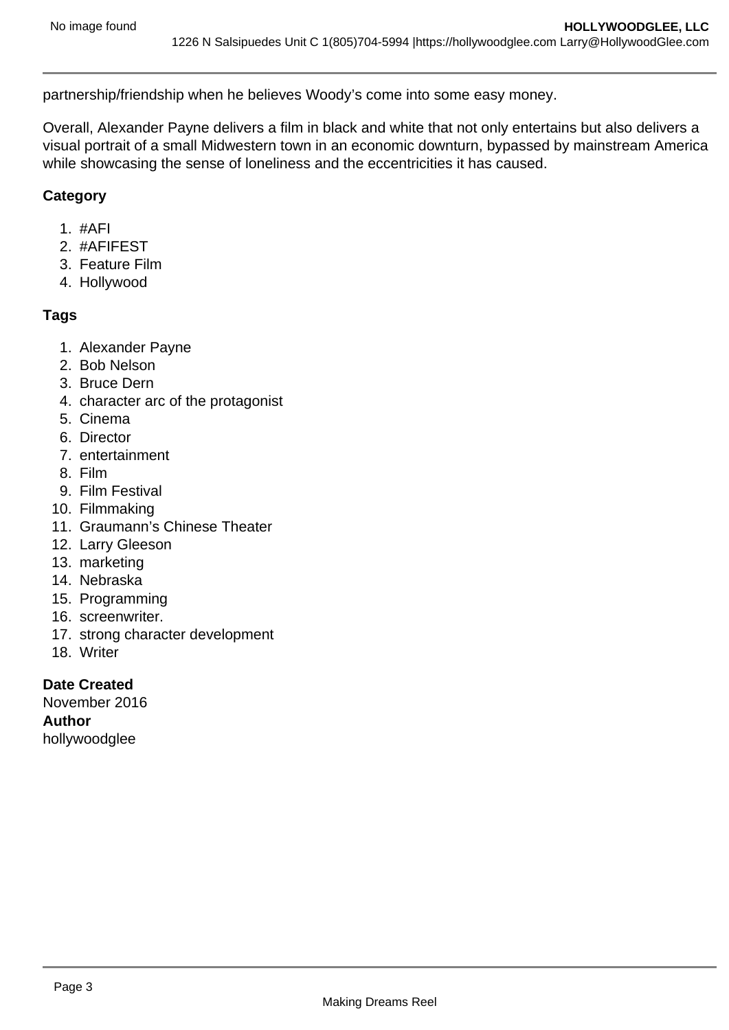partnership/friendship when he believes Woody's come into some easy money.

Overall, Alexander Payne delivers a film in black and white that not only entertains but also delivers a visual portrait of a small Midwestern town in an economic downturn, bypassed by mainstream America while showcasing the sense of loneliness and the eccentricities it has caused.

**Category**

1. #AFI
2. #AFIFEST
3. Feature Film
4. Hollywood

**Tags**

1. Alexander Payne
2. Bob Nelson
3. Bruce Dern
4. character arc of the protagonist
5. Cinema
6. Director
7. entertainment
8. Film
9. Film Festival
10. Filmmaking
11. Graumann's Chinese Theater
12. Larry Gleeson
13. marketing
14. Nebraska
15. Programming
16. screenwriter.
17. strong character development
18. Writer

**Date Created**
November 2016
**Author**
hollywoodglee